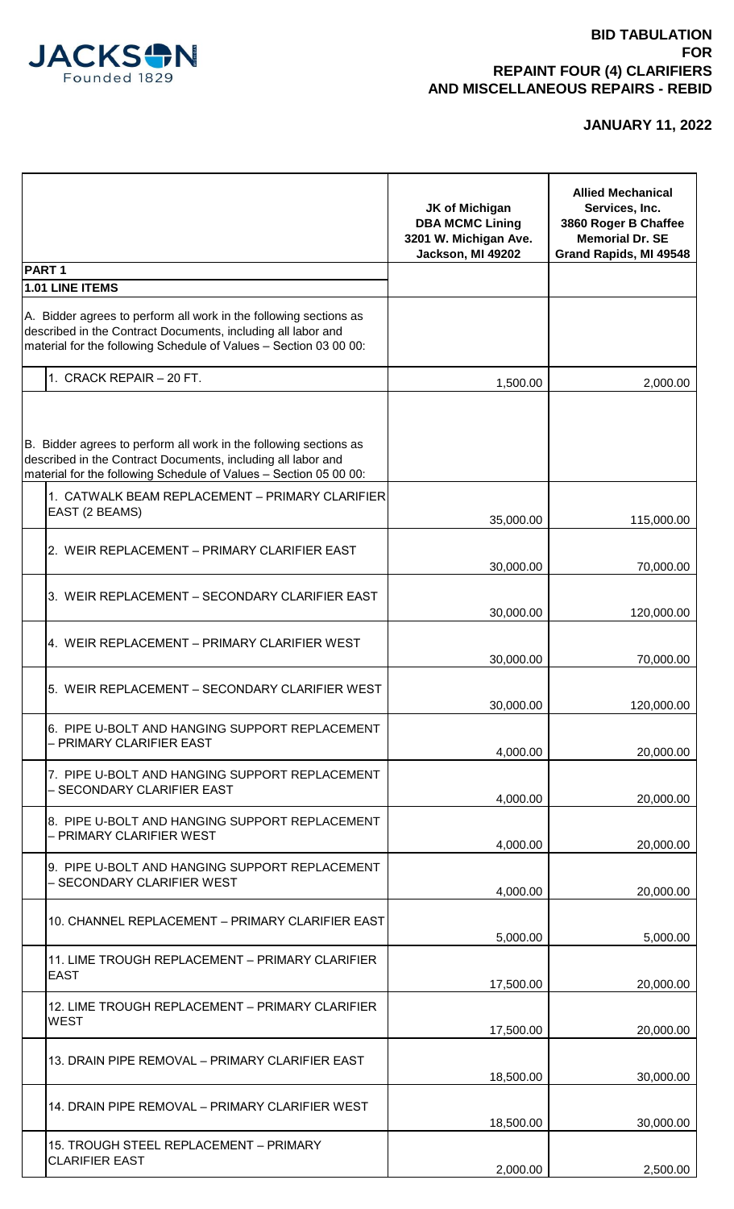JACKSON
Founded 1829

# BID TABULATION FOR REPAINT FOUR (4) CLARIFIERS AND MISCELLANEOUS REPAIRS - REBID

**JANUARY 11, 2022**

| | JK of Michigan DBA MCMC Lining 3201 W. Michigan Ave. Jackson, MI 49202 | Allied Mechanical Services, Inc. 3860 Roger B Chaffee Memorial Dr. SE Grand Rapids, MI 49548 |
|---|---|---|
| **PART 1** | | |
| **1.01 LINE ITEMS** | | |
| A. Bidder agrees to perform all work in the following sections as described in the Contract Documents, including all labor and material for the following Schedule of Values – Section 03 00 00: | | |
| 1. CRACK REPAIR – 20 FT. | 1,500.00 | 2,000.00 |
| B. Bidder agrees to perform all work in the following sections as described in the Contract Documents, including all labor and material for the following Schedule of Values – Section 05 00 00: | | |
| 1. CATWALK BEAM REPLACEMENT – PRIMARY CLARIFIER EAST (2 BEAMS) | 35,000.00 | 115,000.00 |
| 2. WEIR REPLACEMENT – PRIMARY CLARIFIER EAST | 30,000.00 | 70,000.00 |
| 3. WEIR REPLACEMENT – SECONDARY CLARIFIER EAST | 30,000.00 | 120,000.00 |
| 4. WEIR REPLACEMENT – PRIMARY CLARIFIER WEST | 30,000.00 | 70,000.00 |
| 5. WEIR REPLACEMENT – SECONDARY CLARIFIER WEST | 30,000.00 | 120,000.00 |
| 6. PIPE U-BOLT AND HANGING SUPPORT REPLACEMENT – PRIMARY CLARIFIER EAST | 4,000.00 | 20,000.00 |
| 7. PIPE U-BOLT AND HANGING SUPPORT REPLACEMENT – SECONDARY CLARIFIER EAST | 4,000.00 | 20,000.00 |
| 8. PIPE U-BOLT AND HANGING SUPPORT REPLACEMENT – PRIMARY CLARIFIER WEST | 4,000.00 | 20,000.00 |
| 9. PIPE U-BOLT AND HANGING SUPPORT REPLACEMENT – SECONDARY CLARIFIER WEST | 4,000.00 | 20,000.00 |
| 10. CHANNEL REPLACEMENT – PRIMARY CLARIFIER EAST | 5,000.00 | 5,000.00 |
| 11. LIME TROUGH REPLACEMENT – PRIMARY CLARIFIER EAST | 17,500.00 | 20,000.00 |
| 12. LIME TROUGH REPLACEMENT – PRIMARY CLARIFIER WEST | 17,500.00 | 20,000.00 |
| 13. DRAIN PIPE REMOVAL – PRIMARY CLARIFIER EAST | 18,500.00 | 30,000.00 |
| 14. DRAIN PIPE REMOVAL – PRIMARY CLARIFIER WEST | 18,500.00 | 30,000.00 |
| 15. TROUGH STEEL REPLACEMENT – PRIMARY CLARIFIER EAST | 2,000.00 | 2,500.00 |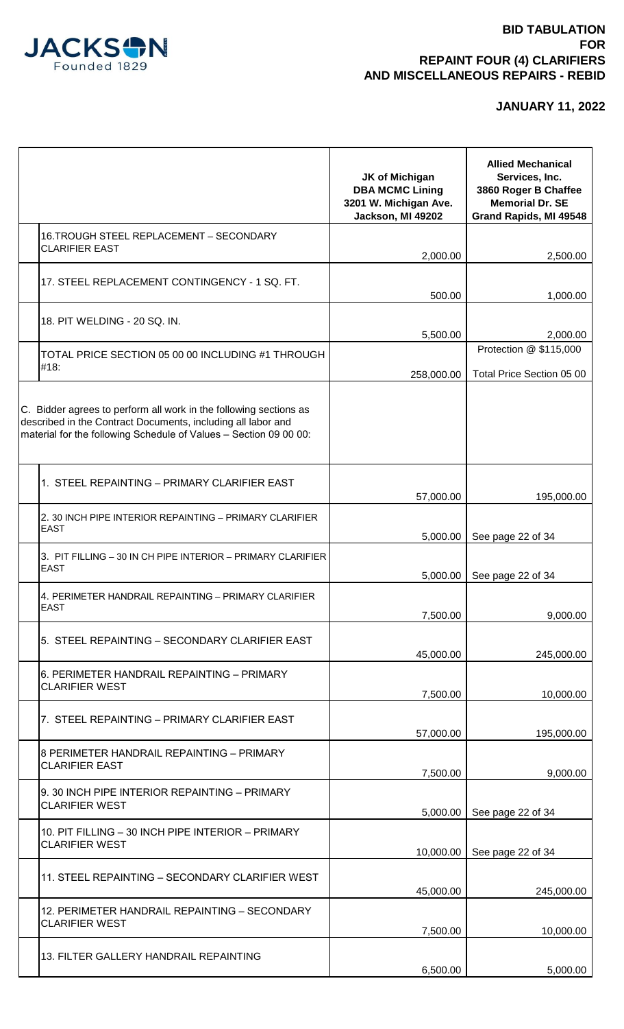JACKSON
Founded 1829

# BID TABULATION FOR REPAINT FOUR (4) CLARIFIERS AND MISCELLANEOUS REPAIRS - REBID

## JANUARY 11, 2022

| | JK of Michigan DBA MCMC Lining 3201 W. Michigan Ave. Jackson, MI 49202 | Allied Mechanical Services, Inc. 3860 Roger B Chaffee Memorial Dr. SE Grand Rapids, MI 49548 |
|---|---|---|
| 16.TROUGH STEEL REPLACEMENT – SECONDARY CLARIFIER EAST | 2,000.00 | 2,500.00 |
| 17. STEEL REPLACEMENT CONTINGENCY - 1 SQ. FT. | 500.00 | 1,000.00 |
| 18. PIT WELDING - 20 SQ. IN. | 5,500.00 | 2,000.00 |
| TOTAL PRICE SECTION 05 00 00 INCLUDING #1 THROUGH #18: | 258,000.00 | Protection @ $115,000 Total Price Section 05 00 |
| C. Bidder agrees to perform all work in the following sections as described in the Contract Documents, including all labor and material for the following Schedule of Values – Section 09 00 00: | | |
| 1. STEEL REPAINTING – PRIMARY CLARIFIER EAST | 57,000.00 | 195,000.00 |
| 2. 30 INCH PIPE INTERIOR REPAINTING – PRIMARY CLARIFIER EAST | 5,000.00 | See page 22 of 34 |
| 3. PIT FILLING – 30 IN CH PIPE INTERIOR – PRIMARY CLARIFIER EAST | 5,000.00 | See page 22 of 34 |
| 4. PERIMETER HANDRAIL REPAINTING – PRIMARY CLARIFIER EAST | 7,500.00 | 9,000.00 |
| 5. STEEL REPAINTING – SECONDARY CLARIFIER EAST | 45,000.00 | 245,000.00 |
| 6. PERIMETER HANDRAIL REPAINTING – PRIMARY CLARIFIER WEST | 7,500.00 | 10,000.00 |
| 7. STEEL REPAINTING – PRIMARY CLARIFIER EAST | 57,000.00 | 195,000.00 |
| 8 PERIMETER HANDRAIL REPAINTING – PRIMARY CLARIFIER EAST | 7,500.00 | 9,000.00 |
| 9. 30 INCH PIPE INTERIOR REPAINTING – PRIMARY CLARIFIER WEST | 5,000.00 | See page 22 of 34 |
| 10. PIT FILLING – 30 INCH PIPE INTERIOR – PRIMARY CLARIFIER WEST | 10,000.00 | See page 22 of 34 |
| 11. STEEL REPAINTING – SECONDARY CLARIFIER WEST | 45,000.00 | 245,000.00 |
| 12. PERIMETER HANDRAIL REPAINTING – SECONDARY CLARIFIER WEST | 7,500.00 | 10,000.00 |
| 13. FILTER GALLERY HANDRAIL REPAINTING | 6,500.00 | 5,000.00 |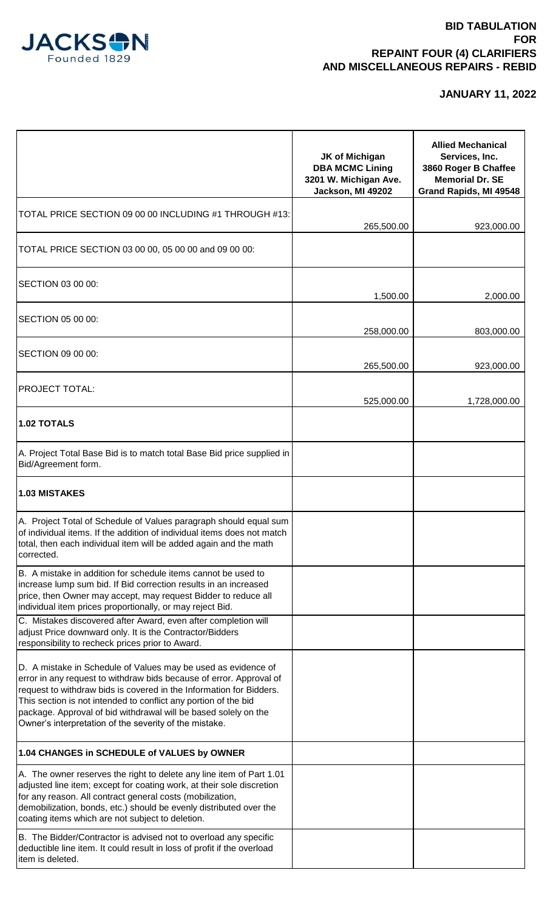JACKSON Founded 1829

# BID TABULATION FOR REPAINT FOUR (4) CLARIFIERS AND MISCELLANEOUS REPAIRS - REBID

**JANUARY 11, 2022**

| | **JK of Michigan DBA MCMC Lining 3201 W. Michigan Ave. Jackson, MI 49202** | **Allied Mechanical Services, Inc. 3860 Roger B Chaffee Memorial Dr. SE Grand Rapids, MI 49548** |
|---|---|---|
| TOTAL PRICE SECTION 09 00 00 INCLUDING #1 THROUGH #13: | 265,500.00 | 923,000.00 |
| TOTAL PRICE SECTION 03 00 00, 05 00 00 and 09 00 00: | | |
| SECTION 03 00 00: | 1,500.00 | 2,000.00 |
| SECTION 05 00 00: | 258,000.00 | 803,000.00 |
| SECTION 09 00 00: | 265,500.00 | 923,000.00 |
| PROJECT TOTAL: | 525,000.00 | 1,728,000.00 |
| **1.02 TOTALS** | | |
| A. Project Total Base Bid is to match total Base Bid price supplied in Bid/Agreement form. | | |
| **1.03 MISTAKES** | | |
| A. Project Total of Schedule of Values paragraph should equal sum of individual items. If the addition of individual items does not match total, then each individual item will be added again and the math corrected. | | |
| B. A mistake in addition for schedule items cannot be used to increase lump sum bid. If Bid correction results in an increased price, then Owner may accept, may request Bidder to reduce all individual item prices proportionally, or may reject Bid. | | |
| C. Mistakes discovered after Award, even after completion will adjust Price downward only. It is the Contractor/Bidders responsibility to recheck prices prior to Award. | | |
| D. A mistake in Schedule of Values may be used as evidence of error in any request to withdraw bids because of error. Approval of request to withdraw bids is covered in the Information for Bidders. This section is not intended to conflict any portion of the bid package. Approval of bid withdrawal will be based solely on the Owner's interpretation of the severity of the mistake. | | |
| **1.04 CHANGES in SCHEDULE of VALUES by OWNER** | | |
| A. The owner reserves the right to delete any line item of Part 1.01 adjusted line item; except for coating work, at their sole discretion for any reason. All contract general costs (mobilization, demobilization, bonds, etc.) should be evenly distributed over the coating items which are not subject to deletion. | | |
| B. The Bidder/Contractor is advised not to overload any specific deductible line item. It could result in loss of profit if the overload item is deleted. | | |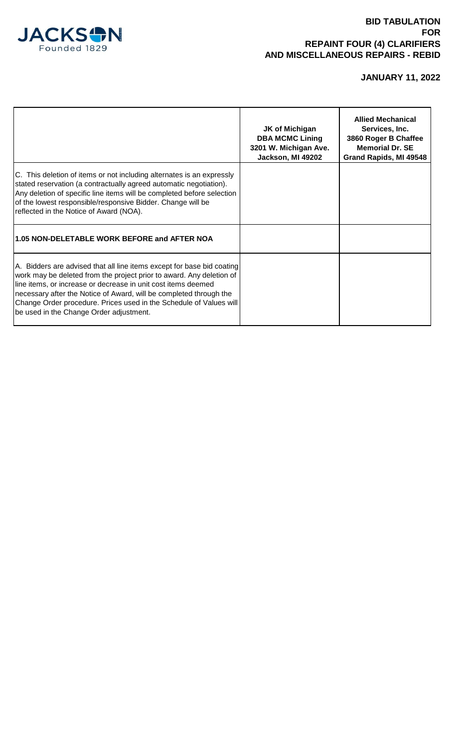JACKSON Founded 1829

# BID TABULATION FOR REPAINT FOUR (4) CLARIFIERS AND MISCELLANEOUS REPAIRS - REBID

**JANUARY 11, 2022**

| | **JK of Michigan DBA MCMC Lining 3201 W. Michigan Ave. Jackson, MI 49202** | **Allied Mechanical Services, Inc. 3860 Roger B Chaffee Memorial Dr. SE Grand Rapids, MI 49548** |
|---|---|---|
| C. This deletion of items or not including alternates is an expressly stated reservation (a contractually agreed automatic negotiation). Any deletion of specific line items will be completed before selection of the lowest responsible/responsive Bidder. Change will be reflected in the Notice of Award (NOA). | | |
| **1.05 NON-DELETABLE WORK BEFORE and AFTER NOA** | | |
| A. Bidders are advised that all line items except for base bid coating work may be deleted from the project prior to award. Any deletion of line items, or increase or decrease in unit cost items deemed necessary after the Notice of Award, will be completed through the Change Order procedure. Prices used in the Schedule of Values will be used in the Change Order adjustment. | | |